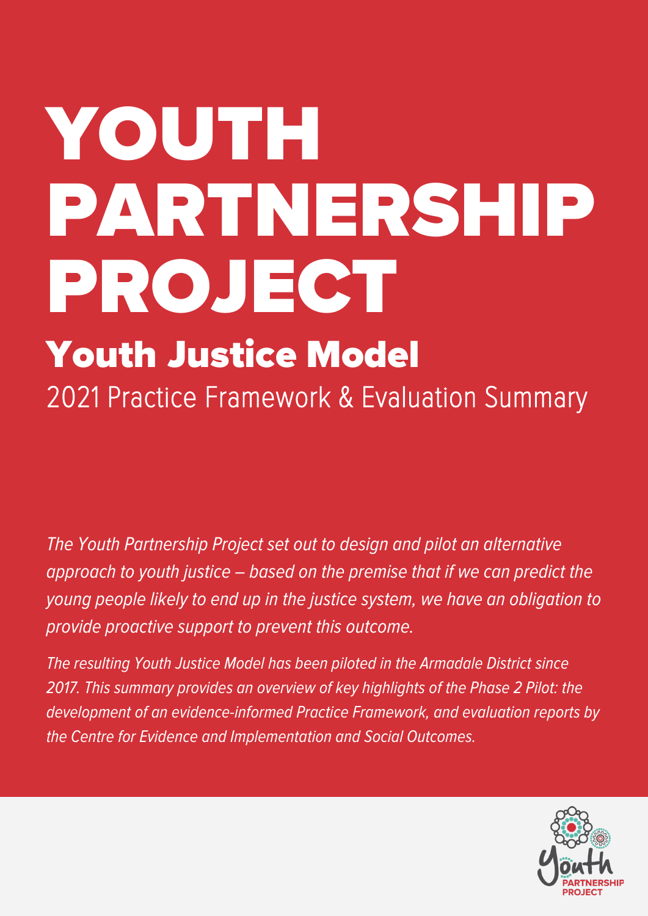# YOUTH PARTNERSHIP PROJECT

## Youth Justice Model

### 2021 Practice Framework & Evaluation Summary

*The Youth Partnership Project set out to design and pilot an alternative approach to youth justice – based on the premise that if we can predict the young people likely to end up in the justice system, we have an obligation to provide proactive support to prevent this outcome.*

*The resulting Youth Justice Model has been piloted in the Armadale District since 2017. This summary provides an overview of key highlights of the Phase 2 Pilot: the development of an evidence-informed Practice Framework, and evaluation reports by the Centre for Evidence and Implementation and Social Outcomes.*

Youth PARTNERSHIP PROJECT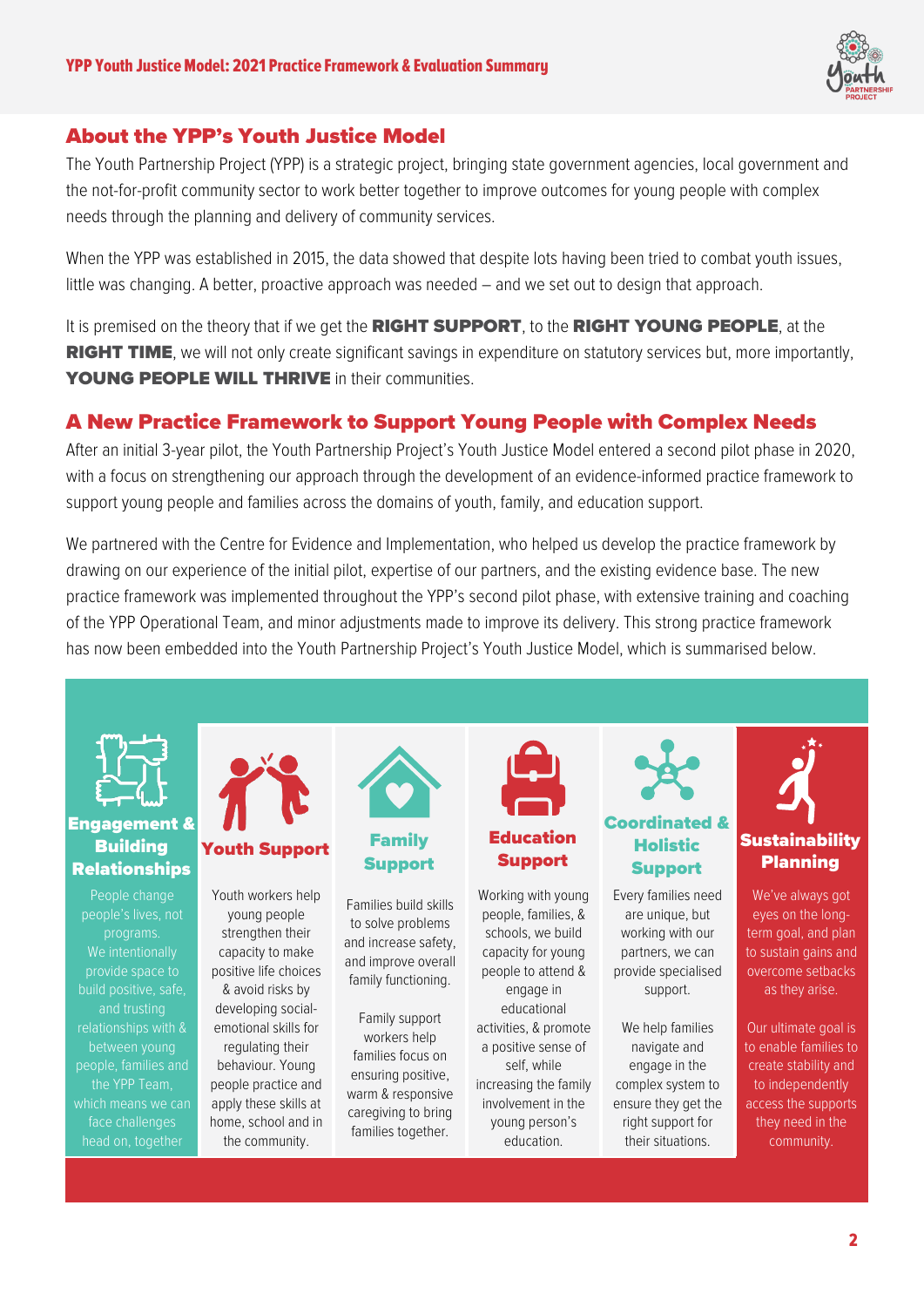## About the YPP's Youth Justice Model

The Youth Partnership Project (YPP) is a strategic project, bringing state government agencies, local government and the not-for-profit community sector to work better together to improve outcomes for young people with complex needs through the planning and delivery of community services.

When the YPP was established in 2015, the data showed that despite lots having been tried to combat youth issues, little was changing. A better, proactive approach was needed – and we set out to design that approach.

It is premised on the theory that if we get the **RIGHT SUPPORT**, to the **RIGHT YOUNG PEOPLE**, at the **RIGHT TIME**, we will not only create significant savings in expenditure on statutory services but, more importantly, **YOUNG PEOPLE WILL THRIVE** in their communities.

## A New Practice Framework to Support Young People with Complex Needs

After an initial 3-year pilot, the Youth Partnership Project's Youth Justice Model entered a second pilot phase in 2020, with a focus on strengthening our approach through the development of an evidence-informed practice framework to support young people and families across the domains of youth, family, and education support.

We partnered with the Centre for Evidence and Implementation, who helped us develop the practice framework by drawing on our experience of the initial pilot, expertise of our partners, and the existing evidence base. The new practice framework was implemented throughout the YPP's second pilot phase, with extensive training and coaching of the YPP Operational Team, and minor adjustments made to improve its delivery. This strong practice framework has now been embedded into the Youth Partnership Project's Youth Justice Model, which is summarised below.

### Engagement & Building Relationships

People change people's lives, not programs. We intentionally provide space to build positive, safe, and trusting relationships with & between young people, families and the YPP Team, which means we can face challenges head on, together

### Youth Support

Youth workers help young people strengthen their capacity to make positive life choices & avoid risks by developing social-emotional skills for regulating their behaviour. Young people practice and apply these skills at home, school and in the community.

### Family Support

Families build skills to solve problems and increase safety, and improve overall family functioning.

Family support workers help families focus on ensuring positive, warm & responsive caregiving to bring families together.

### Education Support

Working with young people, families, & schools, we build capacity for young people to attend & engage in educational activities, & promote a positive sense of self, while increasing the family involvement in the young person's education.

### Coordinated & Holistic Support

Every families need are unique, but working with our partners, we can provide specialised support.

We help families navigate and engage in the complex system to ensure they get the right support for their situations.

### Sustainability Planning

We've always got eyes on the long-term goal, and plan to sustain gains and overcome setbacks as they arise.

Our ultimate goal is to enable families to create stability and to independently access the supports they need in the community.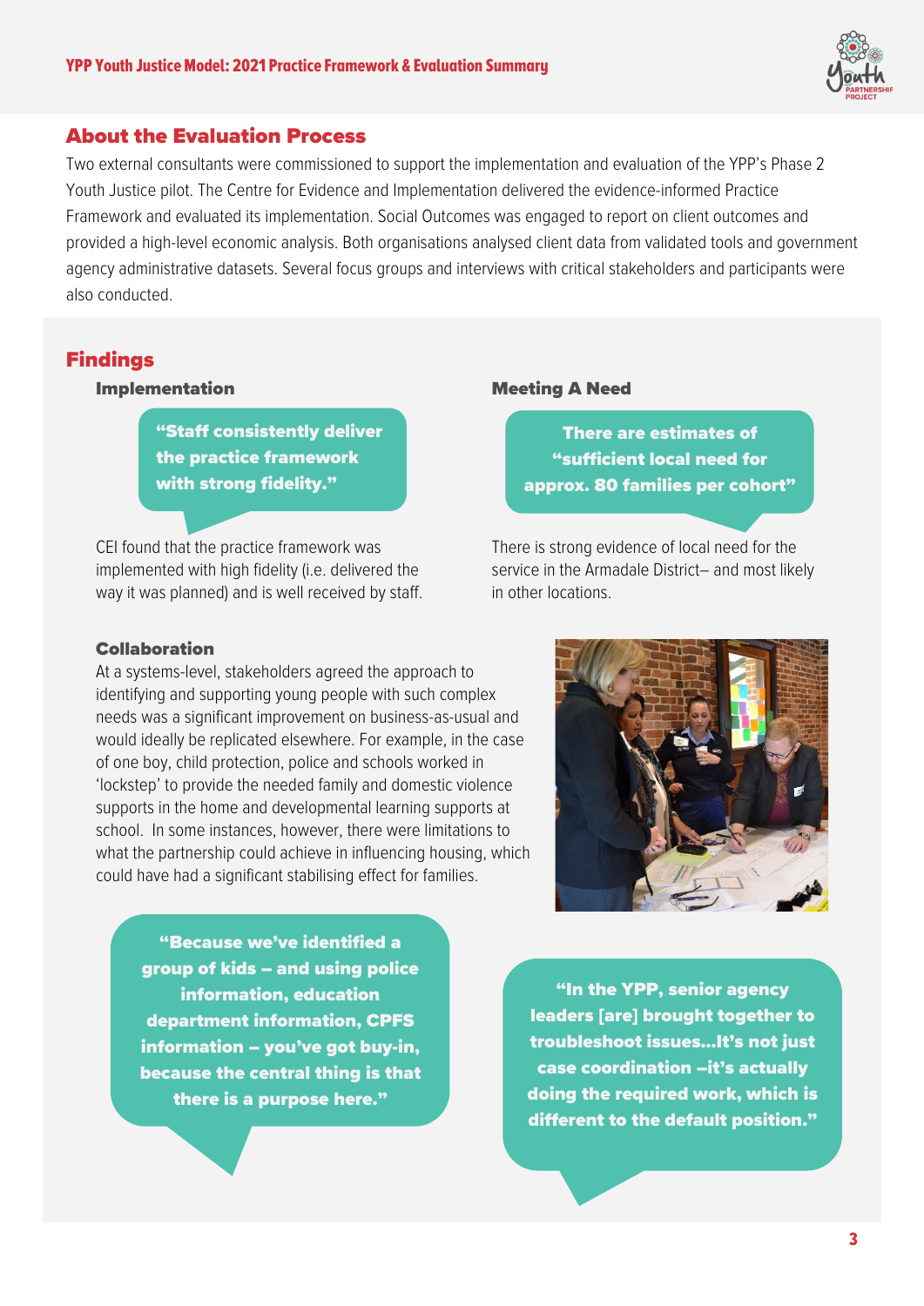## About the Evaluation Process

Two external consultants were commissioned to support the implementation and evaluation of the YPP's Phase 2 Youth Justice pilot. The Centre for Evidence and Implementation delivered the evidence-informed Practice Framework and evaluated its implementation. Social Outcomes was engaged to report on client outcomes and provided a high-level economic analysis. Both organisations analysed client data from validated tools and government agency administrative datasets. Several focus groups and interviews with critical stakeholders and participants were also conducted.

## Findings

### Implementation

**"Staff consistently deliver the practice framework with strong fidelity."**

CEI found that the practice framework was implemented with high fidelity (i.e. delivered the way it was planned) and is well received by staff.

### Meeting A Need

**There are estimates of "sufficient local need for approx. 80 families per cohort"**

There is strong evidence of local need for the service in the Armadale District– and most likely in other locations.

### Collaboration

At a systems-level, stakeholders agreed the approach to identifying and supporting young people with such complex needs was a significant improvement on business-as-usual and would ideally be replicated elsewhere. For example, in the case of one boy, child protection, police and schools worked in 'lockstep' to provide the needed family and domestic violence supports in the home and developmental learning supports at school. In some instances, however, there were limitations to what the partnership could achieve in influencing housing, which could have had a significant stabilising effect for families.

**"Because we've identified a group of kids – and using police information, education department information, CPFS information – you've got buy-in, because the central thing is that there is a purpose here."**

**"In the YPP, senior agency leaders [are] brought together to troubleshoot issues...It's not just case coordination –it's actually doing the required work, which is different to the default position."**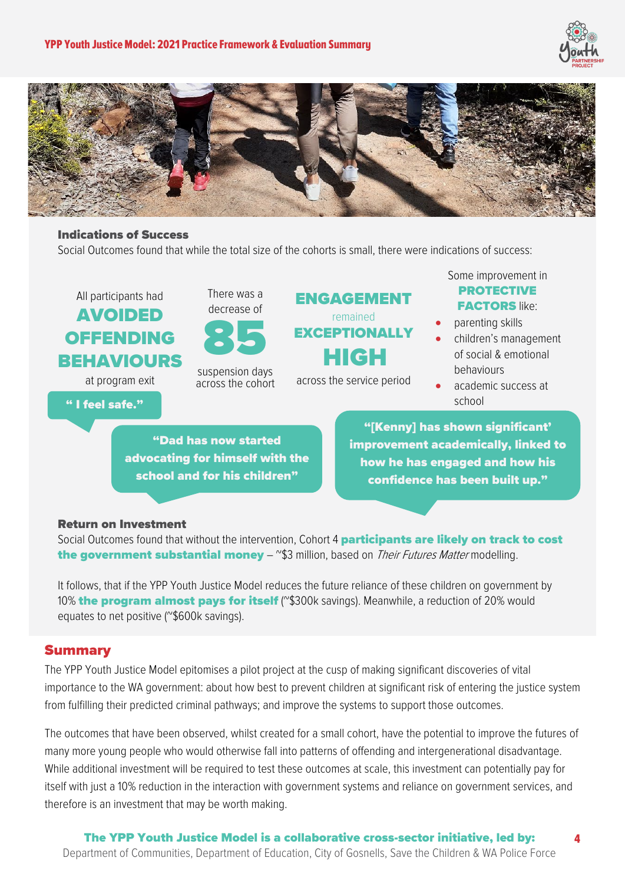### Indications of Success

Social Outcomes found that while the total size of the cohorts is small, there were indications of success:

All participants had **AVOIDED OFFENDING BEHAVIOURS** at program exit

There was a decrease of **85** suspension days across the cohort

**ENGAGEMENT** remained **EXCEPTIONALLY HIGH** across the service period

Some improvement in **PROTECTIVE FACTORS** like:

- parenting skills
- children's management of social & emotional behaviours
- academic success at school

**" I feel safe."**

**"Dad has now started advocating for himself with the school and for his children"**

**"[Kenny] has shown significant' improvement academically, linked to how he has engaged and how his confidence has been built up."**

### Return on Investment

Social Outcomes found that without the intervention, Cohort 4 **participants are likely on track to cost the government substantial money** – ~$3 million, based on *Their Futures Matter* modelling.

It follows, that if the YPP Youth Justice Model reduces the future reliance of these children on government by 10% **the program almost pays for itself** (~$300k savings). Meanwhile, a reduction of 20% would equates to net positive (~$600k savings).

## Summary

The YPP Youth Justice Model epitomises a pilot project at the cusp of making significant discoveries of vital importance to the WA government: about how best to prevent children at significant risk of entering the justice system from fulfilling their predicted criminal pathways; and improve the systems to support those outcomes.

The outcomes that have been observed, whilst created for a small cohort, have the potential to improve the futures of many more young people who would otherwise fall into patterns of offending and intergenerational disadvantage. While additional investment will be required to test these outcomes at scale, this investment can potentially pay for itself with just a 10% reduction in the interaction with government systems and reliance on government services, and therefore is an investment that may be worth making.

**The YPP Youth Justice Model is a collaborative cross-sector initiative, led by:**
Department of Communities, Department of Education, City of Gosnells, Save the Children & WA Police Force